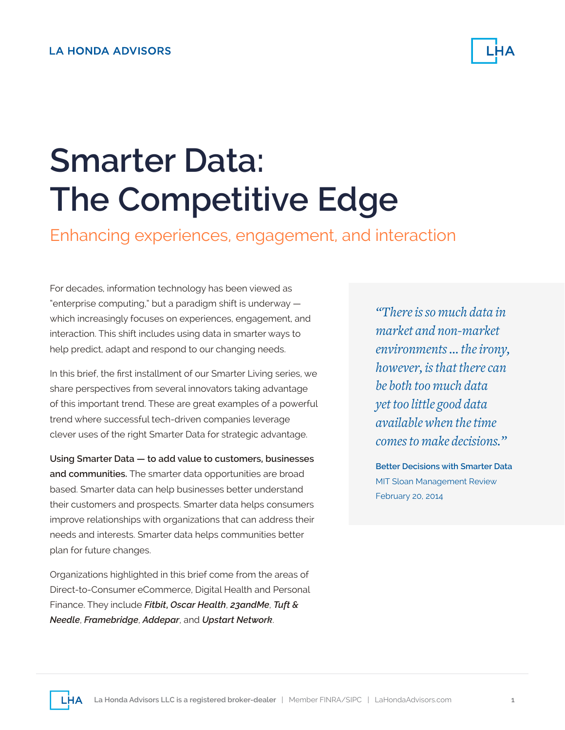LA HONDA ADVISORS

# Smarter Data: The Competitive Edge

## Enhancing experiences, engagement, and interaction

For decades, information technology has been viewed as "enterprise computing," but a paradigm shift is underway — which increasingly focuses on experiences, engagement, and interaction. This shift includes using data in smarter ways to help predict, adapt and respond to our changing needs.

In this brief, the first installment of our Smarter Living series, we share perspectives from several innovators taking advantage of this important trend. These are great examples of a powerful trend where successful tech-driven companies leverage clever uses of the right Smarter Data for strategic advantage.

**Using Smarter Data — to add value to customers, businesses and communities.** The smarter data opportunities are broad based. Smarter data can help businesses better understand their customers and prospects. Smarter data helps consumers improve relationships with organizations that can address their needs and interests. Smarter data helps communities better plan for future changes.

Organizations highlighted in this brief come from the areas of Direct-to-Consumer eCommerce, Digital Health and Personal Finance. They include ***Fitbit***, ***Oscar Health***, ***23andMe***, ***Tuft & Needle***, ***Framebridge***, ***Addepar***, and ***Upstart Network***.

> *"There is so much data in market and non-market environments ... the irony, however, is that there can be both too much data yet too little good data available when the time comes to make decisions."*
>
> **Better Decisions with Smarter Data**
> MIT Sloan Management Review
> February 20, 2014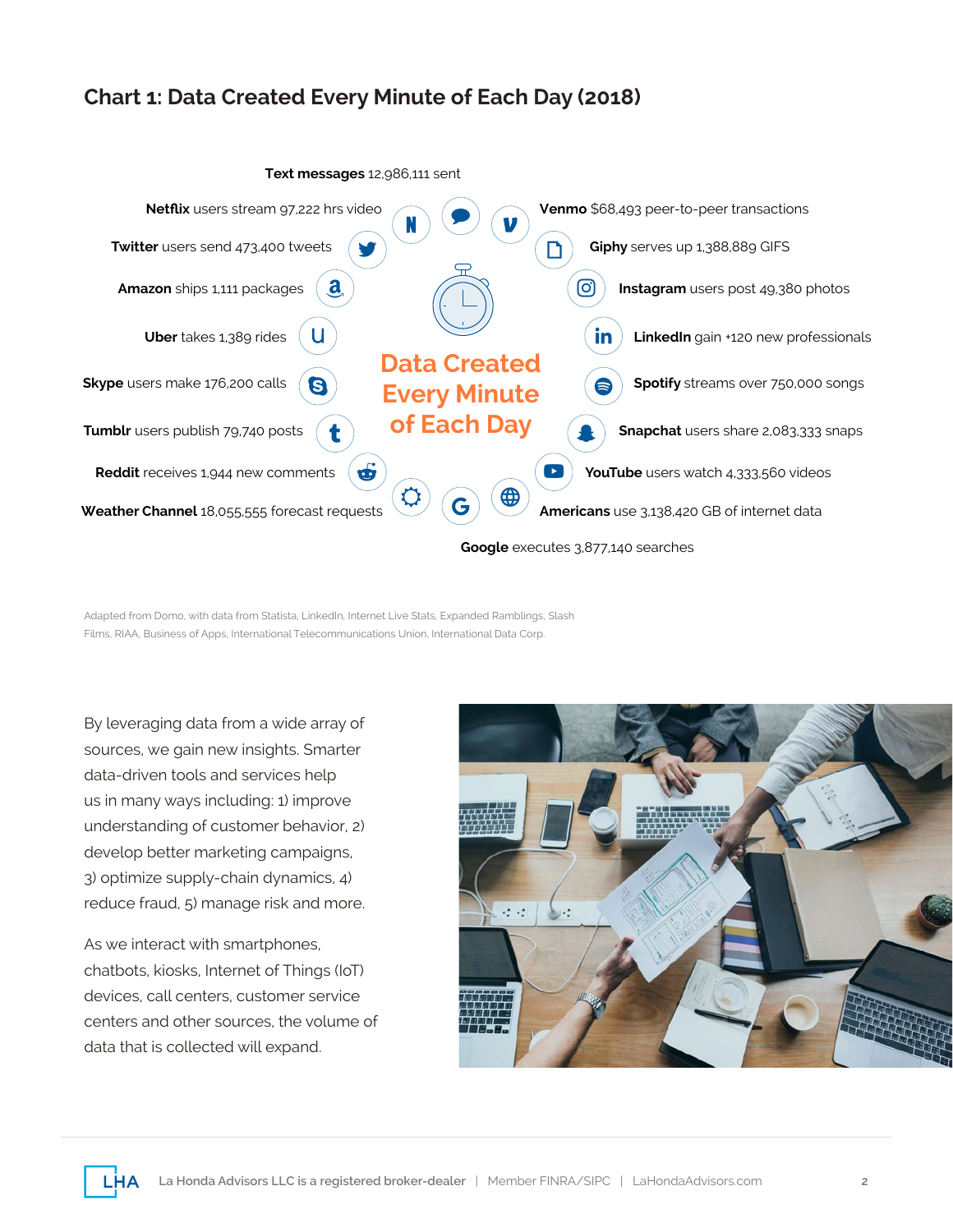## Chart 1: Data Created Every Minute of Each Day (2018)

**Data Created Every Minute of Each Day**

- **Text messages** 12,986,111 sent
- **Venmo** $68,493 peer-to-peer transactions
- **Giphy** serves up 1,388,889 GIFS
- **Instagram** users post 49,380 photos
- **LinkedIn** gain +120 new professionals
- **Spotify** streams over 750,000 songs
- **Snapchat** users share 2,083,333 snaps
- **YouTube** users watch 4,333,560 videos
- **Americans** use 3,138,420 GB of internet data
- **Google** executes 3,877,140 searches
- **Weather Channel** 18,055,555 forecast requests
- **Reddit** receives 1,944 new comments
- **Tumblr** users publish 79,740 posts
- **Skype** users make 176,200 calls
- **Uber** takes 1,389 rides
- **Amazon** ships 1,111 packages
- **Twitter** users send 473,400 tweets
- **Netflix** users stream 97,222 hrs video

Adapted from Domo, with data from Statista, LinkedIn, Internet Live Stats, Expanded Ramblings, Slash Films, RIAA, Business of Apps, International Telecommunications Union, International Data Corp.

By leveraging data from a wide array of sources, we gain new insights. Smarter data-driven tools and services help us in many ways including: 1) improve understanding of customer behavior, 2) develop better marketing campaigns, 3) optimize supply-chain dynamics, 4) reduce fraud, 5) manage risk and more.

As we interact with smartphones, chatbots, kiosks, Internet of Things (IoT) devices, call centers, customer service centers and other sources, the volume of data that is collected will expand.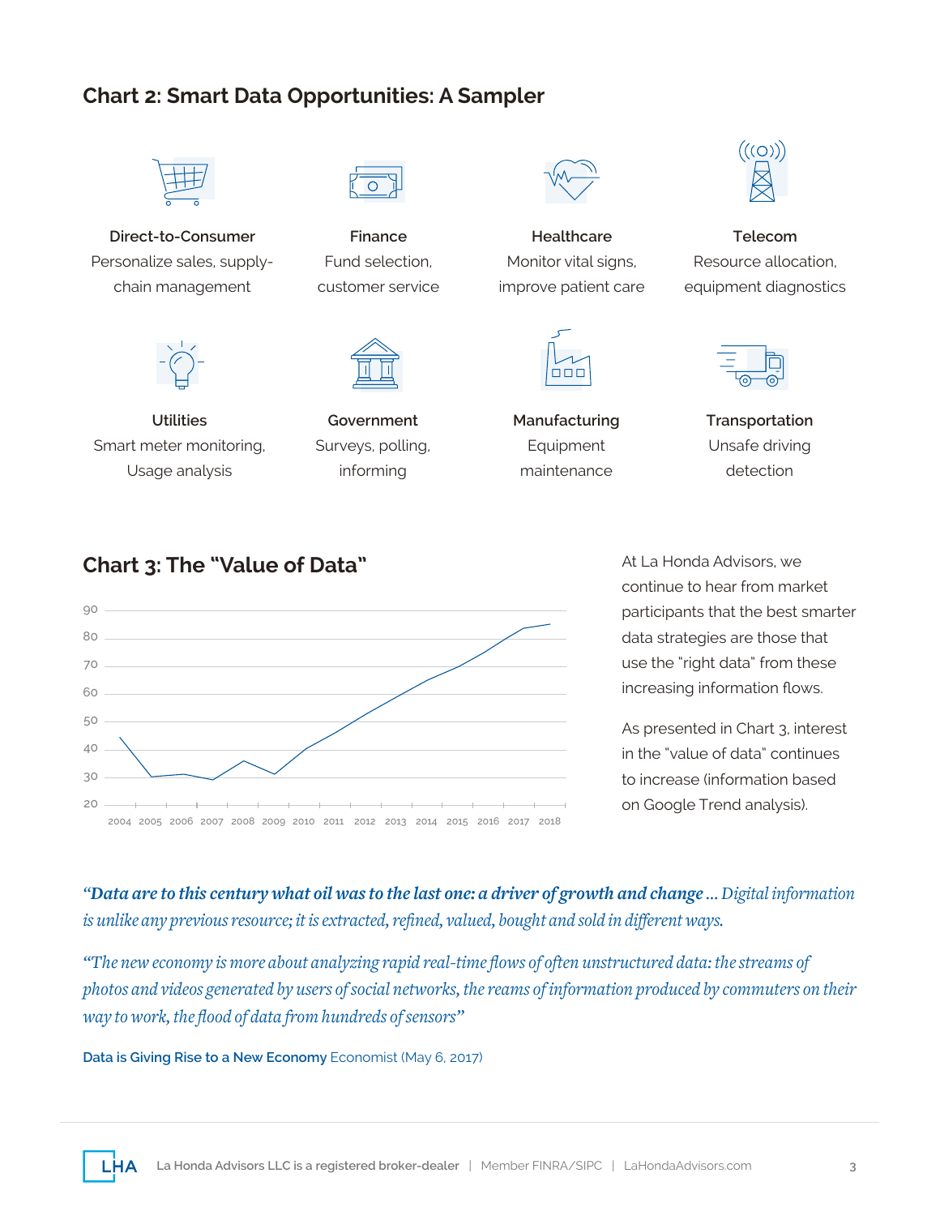## Chart 2: Smart Data Opportunities: A Sampler

**Direct-to-Consumer**
Personalize sales, supply-chain management

**Finance**
Fund selection, customer service

**Healthcare**
Monitor vital signs, improve patient care

**Telecom**
Resource allocation, equipment diagnostics

**Utilities**
Smart meter monitoring, Usage analysis

**Government**
Surveys, polling, informing

**Manufacturing**
Equipment maintenance

**Transportation**
Unsafe driving detection

## Chart 3: The "Value of Data"

At La Honda Advisors, we continue to hear from market participants that the best smarter data strategies are those that use the "right data" from these increasing information flows.

As presented in Chart 3, interest in the "value of data" continues to increase (information based on Google Trend analysis).

*"Data are to this century what oil was to the last one: a driver of growth and change ... Digital information is unlike any previous resource; it is extracted, refined, valued, bought and sold in different ways.*

*"The new economy is more about analyzing rapid real-time flows of often unstructured data: the streams of photos and videos generated by users of social networks, the reams of information produced by commuters on their way to work, the flood of data from hundreds of sensors"*

**Data is Giving Rise to a New Economy** Economist (May 6, 2017)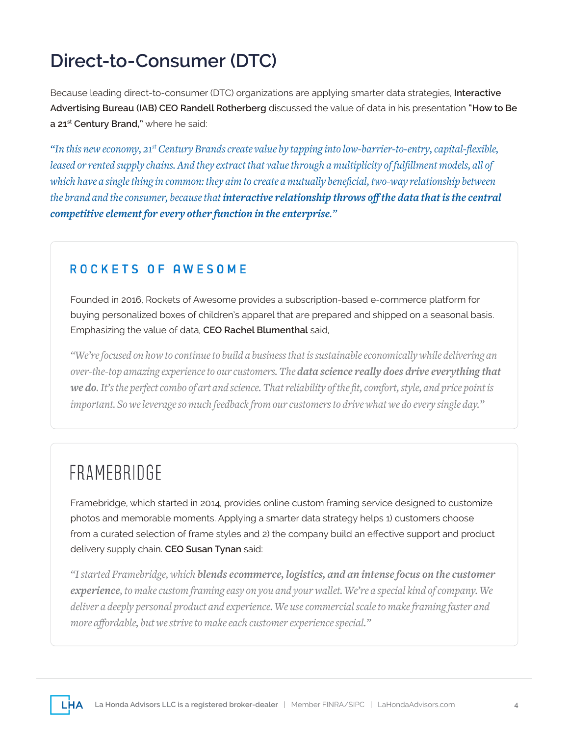# Direct-to-Consumer (DTC)

Because leading direct-to-consumer (DTC) organizations are applying smarter data strategies, **Interactive Advertising Bureau (IAB) CEO Randell Rotherberg** discussed the value of data in his presentation **"How to Be a 21st Century Brand,"** where he said:

*"In this new economy, 21st Century Brands create value by tapping into low-barrier-to-entry, capital-flexible, leased or rented supply chains. And they extract that value through a multiplicity of fulfillment models, all of which have a single thing in common: they aim to create a mutually beneficial, two-way relationship between the brand and the consumer, because that* ***interactive relationship throws off the data that is the central competitive element for every other function in the enterprise.****"*

## ROCKETS OF AWESOME

Founded in 2016, Rockets of Awesome provides a subscription-based e-commerce platform for buying personalized boxes of children's apparel that are prepared and shipped on a seasonal basis. Emphasizing the value of data, **CEO Rachel Blumenthal** said,

*"We're focused on how to continue to build a business that is sustainable economically while delivering an over-the-top amazing experience to our customers. The* ***data science really does drive everything that we do.*** *It's the perfect combo of art and science. That reliability of the fit, comfort, style, and price point is important. So we leverage so much feedback from our customers to drive what we do every single day."*

## FRAMEBRIDGE

Framebridge, which started in 2014, provides online custom framing service designed to customize photos and memorable moments. Applying a smarter data strategy helps 1) customers choose from a curated selection of frame styles and 2) the company build an effective support and product delivery supply chain. **CEO Susan Tynan** said:

*"I started Framebridge, which* ***blends ecommerce, logistics, and an intense focus on the customer experience****, to make custom framing easy on you and your wallet. We're a special kind of company. We deliver a deeply personal product and experience. We use commercial scale to make framing faster and more affordable, but we strive to make each customer experience special."*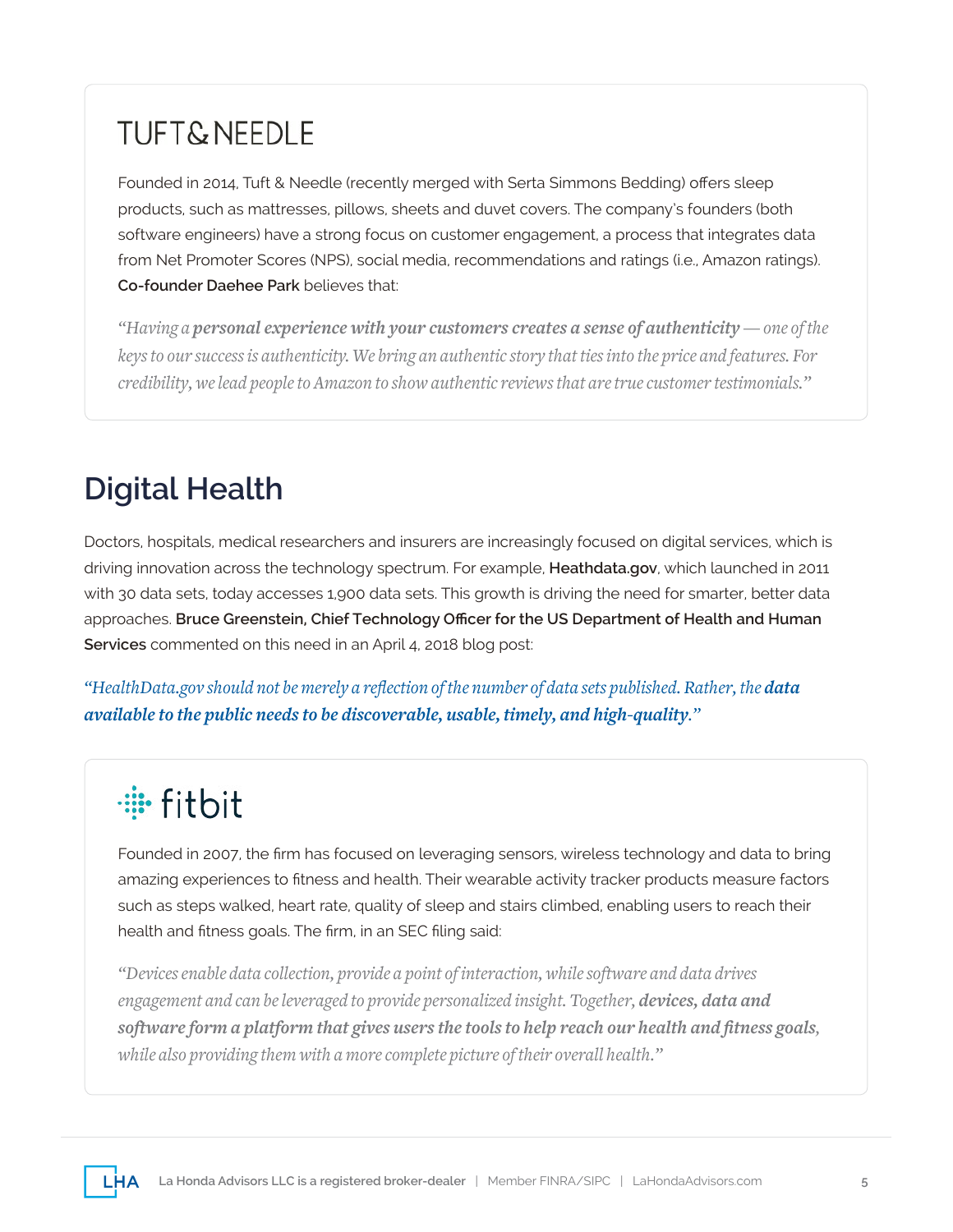### TUFT & NEEDLE

Founded in 2014, Tuft & Needle (recently merged with Serta Simmons Bedding) offers sleep products, such as mattresses, pillows, sheets and duvet covers. The company's founders (both software engineers) have a strong focus on customer engagement, a process that integrates data from Net Promoter Scores (NPS), social media, recommendations and ratings (i.e., Amazon ratings). **Co-founder Daehee Park** believes that:

*"Having a **personal experience with your customers creates a sense of authenticity** — one of the keys to our success is authenticity. We bring an authentic story that ties into the price and features. For credibility, we lead people to Amazon to show authentic reviews that are true customer testimonials."*

## Digital Health

Doctors, hospitals, medical researchers and insurers are increasingly focused on digital services, which is driving innovation across the technology spectrum. For example, **Heathdata.gov**, which launched in 2011 with 30 data sets, today accesses 1,900 data sets. This growth is driving the need for smarter, better data approaches. **Bruce Greenstein, Chief Technology Officer for the US Department of Health and Human Services** commented on this need in an April 4, 2018 blog post:

*"HealthData.gov should not be merely a reflection of the number of data sets published. Rather, the **data available to the public needs to be discoverable, usable, timely, and high-quality**."*

### fitbit

Founded in 2007, the firm has focused on leveraging sensors, wireless technology and data to bring amazing experiences to fitness and health. Their wearable activity tracker products measure factors such as steps walked, heart rate, quality of sleep and stairs climbed, enabling users to reach their health and fitness goals. The firm, in an SEC filing said:

*"Devices enable data collection, provide a point of interaction, while software and data drives engagement and can be leveraged to provide personalized insight. Together, **devices, data and software form a platform that gives users the tools to help reach our health and fitness goals**, while also providing them with a more complete picture of their overall health."*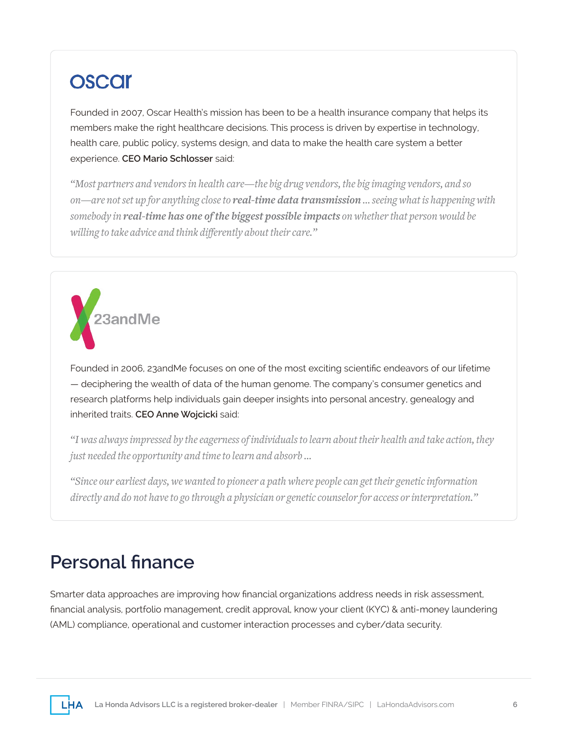oscar

Founded in 2007, Oscar Health's mission has been to be a health insurance company that helps its members make the right healthcare decisions. This process is driven by expertise in technology, health care, public policy, systems design, and data to make the health care system a better experience. **CEO Mario Schlosser** said:

*"Most partners and vendors in health care—the big drug vendors, the big imaging vendors, and so on—are not set up for anything close to* ***real-time data transmission*** *... seeing what is happening with somebody in* ***real-time has one of the biggest possible impacts*** *on whether that person would be willing to take advice and think differently about their care."*

23andMe

Founded in 2006, 23andMe focuses on one of the most exciting scientific endeavors of our lifetime — deciphering the wealth of data of the human genome. The company's consumer genetics and research platforms help individuals gain deeper insights into personal ancestry, genealogy and inherited traits. **CEO Anne Wojcicki** said:

*"I was always impressed by the eagerness of individuals to learn about their health and take action, they just needed the opportunity and time to learn and absorb ...*

*"Since our earliest days, we wanted to pioneer a path where people can get their genetic information directly and do not have to go through a physician or genetic counselor for access or interpretation."*

## Personal finance

Smarter data approaches are improving how financial organizations address needs in risk assessment, financial analysis, portfolio management, credit approval, know your client (KYC) & anti-money laundering (AML) compliance, operational and customer interaction processes and cyber/data security.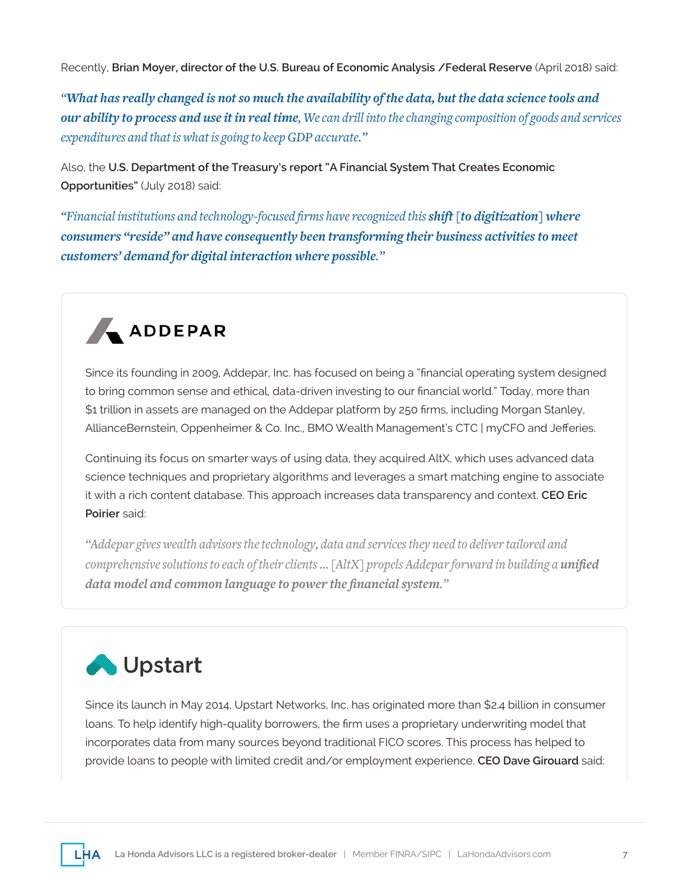Recently, **Brian Moyer, director of the U.S. Bureau of Economic Analysis /Federal Reserve** (April 2018) said:

***"What has really changed is not so much the availability of the data, but the data science tools and our ability to process and use it in real time,*** *We can drill into the changing composition of goods and services expenditures and that is what is going to keep GDP accurate."*

Also, the **U.S. Department of the Treasury's report "A Financial System That Creates Economic Opportunities"** (July 2018) said:

*"Financial institutions and technology-focused firms have recognized this* ***shift*** *[****to digitization****]* ***where consumers "reside" and have consequently been transforming their business activities to meet customers' demand for digital interaction where possible."***

## ADDEPAR

Since its founding in 2009, Addepar, Inc. has focused on being a "financial operating system designed to bring common sense and ethical, data-driven investing to our financial world." Today, more than $1 trillion in assets are managed on the Addepar platform by 250 firms, including Morgan Stanley, AllianceBernstein, Oppenheimer & Co. Inc., BMO Wealth Management's CTC | myCFO and Jefferies.

Continuing its focus on smarter ways of using data, they acquired AltX, which uses advanced data science techniques and proprietary algorithms and leverages a smart matching engine to associate it with a rich content database. This approach increases data transparency and context. **CEO Eric Poirier** said:

*"Addepar gives wealth advisors the technology, data and services they need to deliver tailored and comprehensive solutions to each of their clients ... [AltX] propels Addepar forward in building a* ***unified data model and common language to power the financial system."***

## Upstart

Since its launch in May 2014, Upstart Networks, Inc. has originated more than $2.4 billion in consumer loans. To help identify high-quality borrowers, the firm uses a proprietary underwriting model that incorporates data from many sources beyond traditional FICO scores. This process has helped to provide loans to people with limited credit and/or employment experience. **CEO Dave Girouard** said: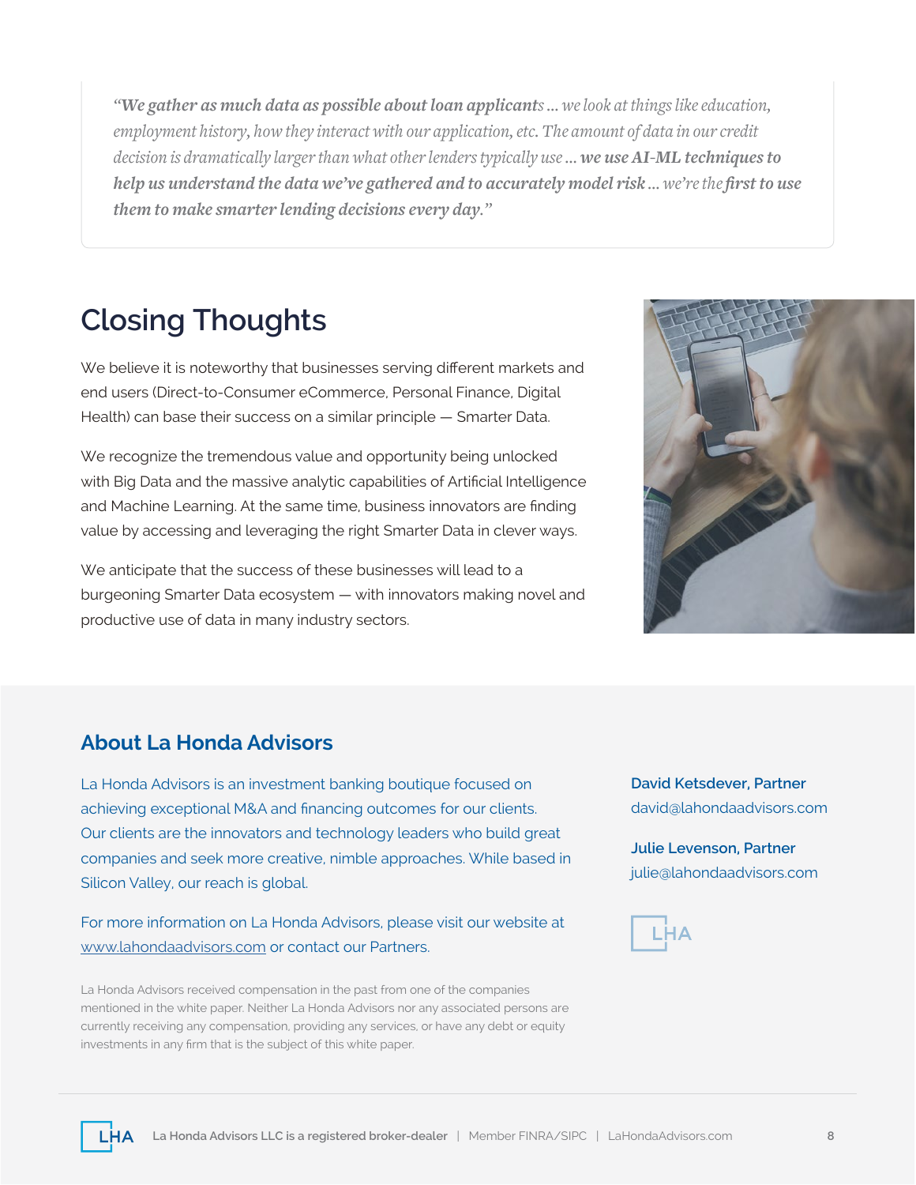> *"**We gather as much data as possible about loan applicants** ... we look at things like education, employment history, how they interact with our application, etc. The amount of data in our credit decision is dramatically larger than what other lenders typically use **... we use AI-ML techniques to help us understand the data we've gathered and to accurately model risk** ... we're the **first to use them to make smarter lending decisions every day.**"*

## Closing Thoughts

We believe it is noteworthy that businesses serving different markets and end users (Direct-to-Consumer eCommerce, Personal Finance, Digital Health) can base their success on a similar principle — Smarter Data.

We recognize the tremendous value and opportunity being unlocked with Big Data and the massive analytic capabilities of Artificial Intelligence and Machine Learning. At the same time, business innovators are finding value by accessing and leveraging the right Smarter Data in clever ways.

We anticipate that the success of these businesses will lead to a burgeoning Smarter Data ecosystem — with innovators making novel and productive use of data in many industry sectors.

### About La Honda Advisors

La Honda Advisors is an investment banking boutique focused on achieving exceptional M&A and financing outcomes for our clients. Our clients are the innovators and technology leaders who build great companies and seek more creative, nimble approaches. While based in Silicon Valley, our reach is global.

For more information on La Honda Advisors, please visit our website at www.lahondaadvisors.com or contact our Partners.

**David Ketsdever, Partner**
david@lahondaadvisors.com

**Julie Levenson, Partner**
julie@lahondaadvisors.com

La Honda Advisors received compensation in the past from one of the companies mentioned in the white paper. Neither La Honda Advisors nor any associated persons are currently receiving any compensation, providing any services, or have any debt or equity investments in any firm that is the subject of this white paper.

La Honda Advisors LLC is a registered broker-dealer | Member FINRA/SIPC | LaHondaAdvisors.com